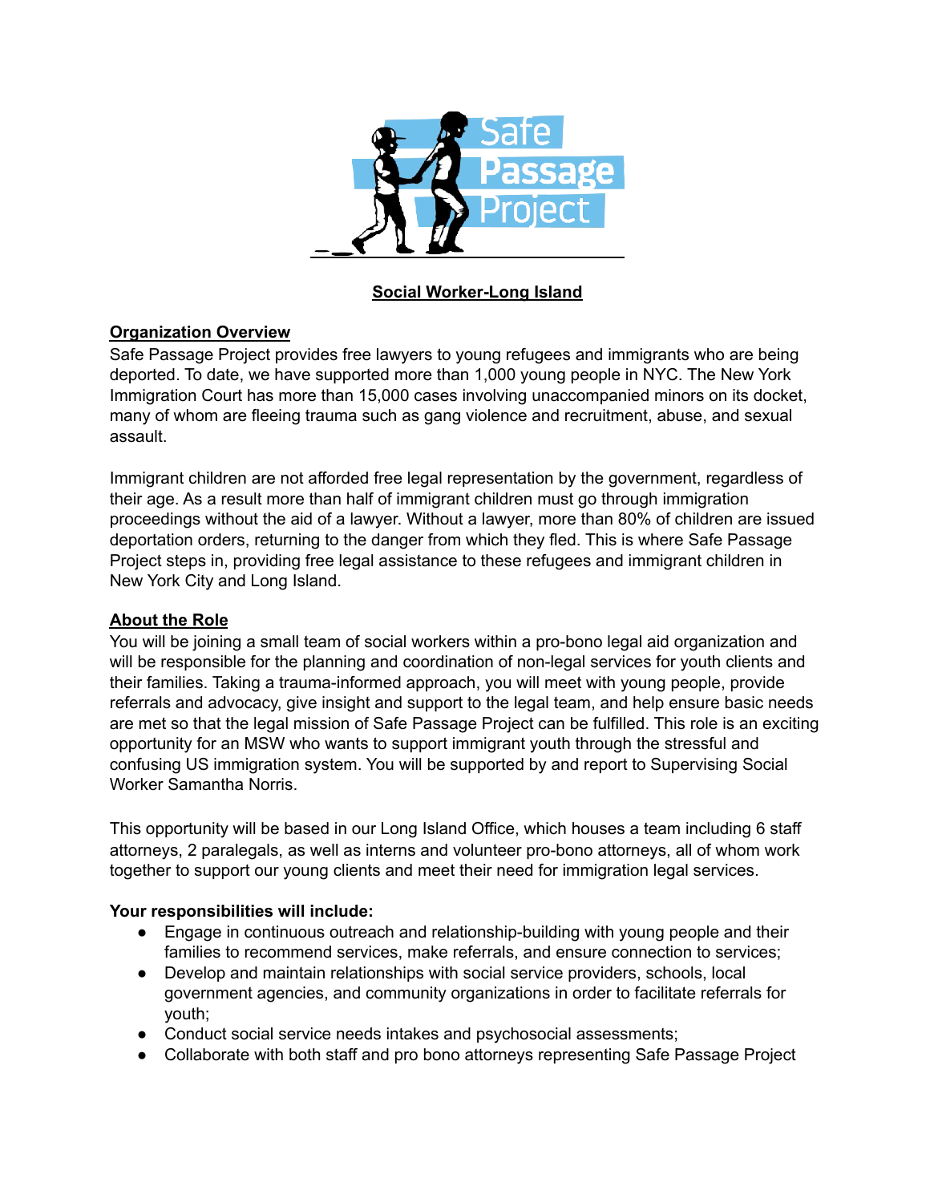# Social Worker-Long Island

## Organization Overview

Safe Passage Project provides free lawyers to young refugees and immigrants who are being deported. To date, we have supported more than 1,000 young people in NYC. The New York Immigration Court has more than 15,000 cases involving unaccompanied minors on its docket, many of whom are fleeing trauma such as gang violence and recruitment, abuse, and sexual assault.

Immigrant children are not afforded free legal representation by the government, regardless of their age. As a result more than half of immigrant children must go through immigration proceedings without the aid of a lawyer. Without a lawyer, more than 80% of children are issued deportation orders, returning to the danger from which they fled. This is where Safe Passage Project steps in, providing free legal assistance to these refugees and immigrant children in New York City and Long Island.

## About the Role

You will be joining a small team of social workers within a pro-bono legal aid organization and will be responsible for the planning and coordination of non-legal services for youth clients and their families. Taking a trauma-informed approach, you will meet with young people, provide referrals and advocacy, give insight and support to the legal team, and help ensure basic needs are met so that the legal mission of Safe Passage Project can be fulfilled. This role is an exciting opportunity for an MSW who wants to support immigrant youth through the stressful and confusing US immigration system. You will be supported by and report to Supervising Social Worker Samantha Norris.

This opportunity will be based in our Long Island Office, which houses a team including 6 staff attorneys, 2 paralegals, as well as interns and volunteer pro-bono attorneys, all of whom work together to support our young clients and meet their need for immigration legal services.

**Your responsibilities will include:**

- Engage in continuous outreach and relationship-building with young people and their families to recommend services, make referrals, and ensure connection to services;
- Develop and maintain relationships with social service providers, schools, local government agencies, and community organizations in order to facilitate referrals for youth;
- Conduct social service needs intakes and psychosocial assessments;
- Collaborate with both staff and pro bono attorneys representing Safe Passage Project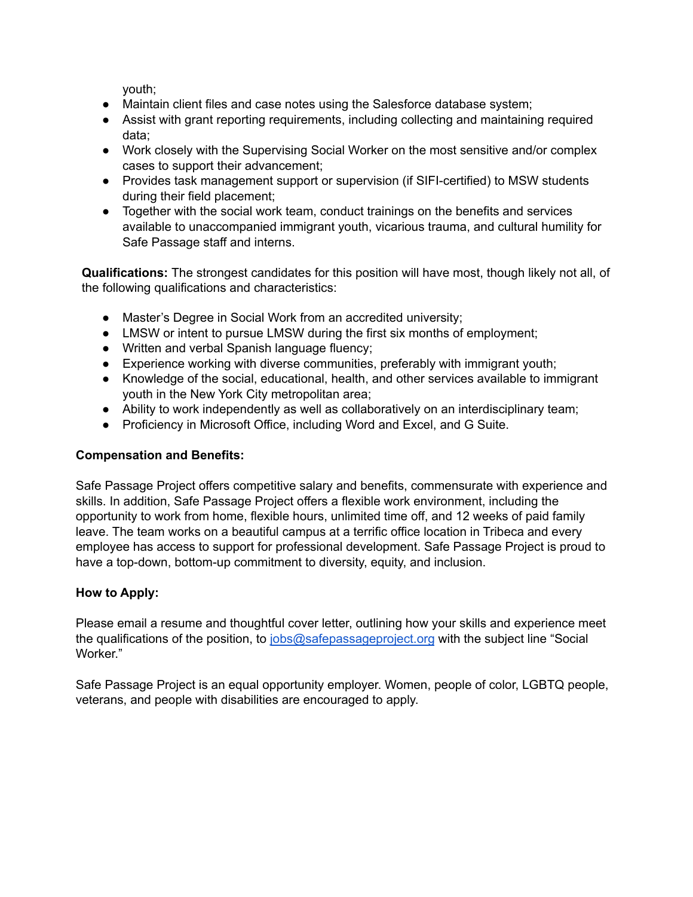youth;

- Maintain client files and case notes using the Salesforce database system;
- Assist with grant reporting requirements, including collecting and maintaining required data;
- Work closely with the Supervising Social Worker on the most sensitive and/or complex cases to support their advancement;
- Provides task management support or supervision (if SIFI-certified) to MSW students during their field placement;
- Together with the social work team, conduct trainings on the benefits and services available to unaccompanied immigrant youth, vicarious trauma, and cultural humility for Safe Passage staff and interns.

**Qualifications:** The strongest candidates for this position will have most, though likely not all, of the following qualifications and characteristics:

- Master's Degree in Social Work from an accredited university;
- LMSW or intent to pursue LMSW during the first six months of employment;
- Written and verbal Spanish language fluency;
- Experience working with diverse communities, preferably with immigrant youth;
- Knowledge of the social, educational, health, and other services available to immigrant youth in the New York City metropolitan area;
- Ability to work independently as well as collaboratively on an interdisciplinary team;
- Proficiency in Microsoft Office, including Word and Excel, and G Suite.

**Compensation and Benefits:**

Safe Passage Project offers competitive salary and benefits, commensurate with experience and skills. In addition, Safe Passage Project offers a flexible work environment, including the opportunity to work from home, flexible hours, unlimited time off, and 12 weeks of paid family leave. The team works on a beautiful campus at a terrific office location in Tribeca and every employee has access to support for professional development. Safe Passage Project is proud to have a top-down, bottom-up commitment to diversity, equity, and inclusion.

**How to Apply:**

Please email a resume and thoughtful cover letter, outlining how your skills and experience meet the qualifications of the position, to [jobs@safepassageproject.org](mailto:jobs@safepassageproject.org) with the subject line "Social Worker."

Safe Passage Project is an equal opportunity employer. Women, people of color, LGBTQ people, veterans, and people with disabilities are encouraged to apply.